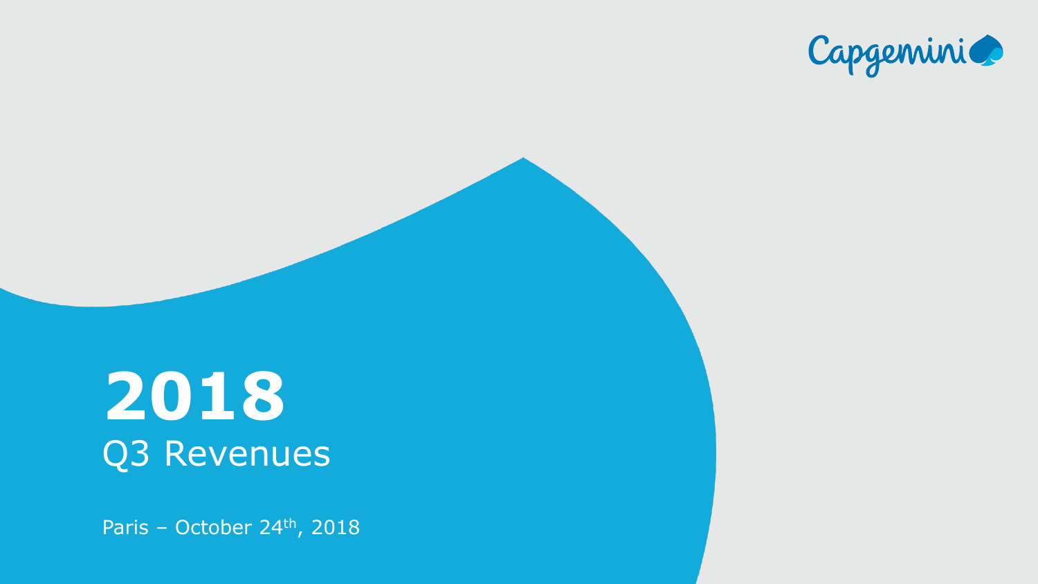Capgemini

# 2018

## Q3 Revenues

Paris – October 24th, 2018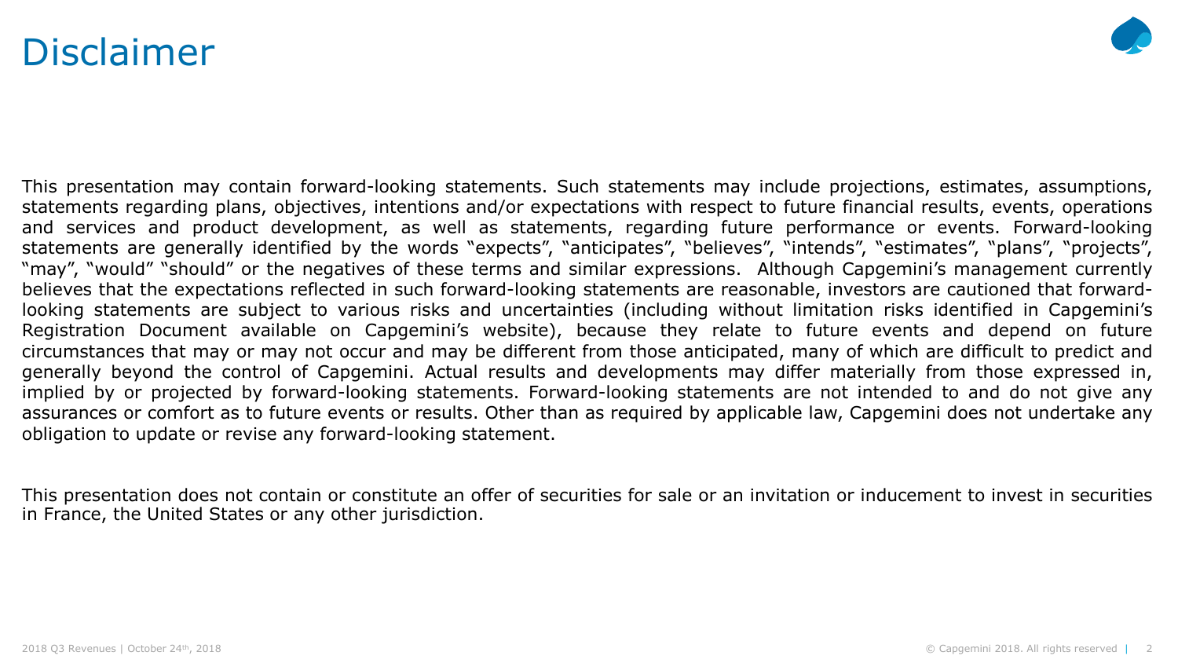# Disclaimer

This presentation may contain forward-looking statements. Such statements may include projections, estimates, assumptions, statements regarding plans, objectives, intentions and/or expectations with respect to future financial results, events, operations and services and product development, as well as statements, regarding future performance or events. Forward-looking statements are generally identified by the words "expects", "anticipates", "believes", "intends", "estimates", "plans", "projects", "may", "would" "should" or the negatives of these terms and similar expressions. Although Capgemini's management currently believes that the expectations reflected in such forward-looking statements are reasonable, investors are cautioned that forward-looking statements are subject to various risks and uncertainties (including without limitation risks identified in Capgemini's Registration Document available on Capgemini's website), because they relate to future events and depend on future circumstances that may or may not occur and may be different from those anticipated, many of which are difficult to predict and generally beyond the control of Capgemini. Actual results and developments may differ materially from those expressed in, implied by or projected by forward-looking statements. Forward-looking statements are not intended to and do not give any assurances or comfort as to future events or results. Other than as required by applicable law, Capgemini does not undertake any obligation to update or revise any forward-looking statement.

This presentation does not contain or constitute an offer of securities for sale or an invitation or inducement to invest in securities in France, the United States or any other jurisdiction.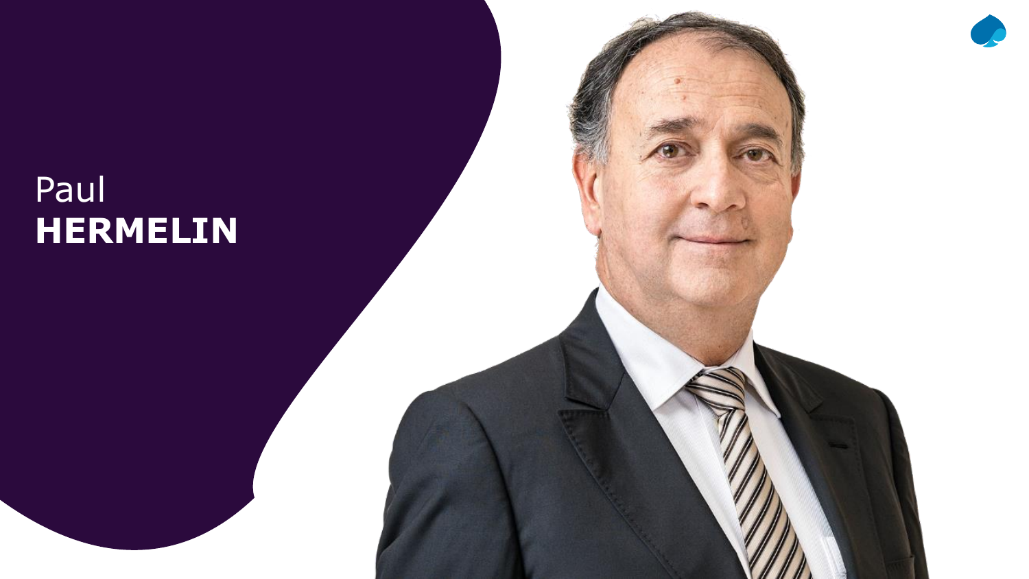Paul
**HERMELIN**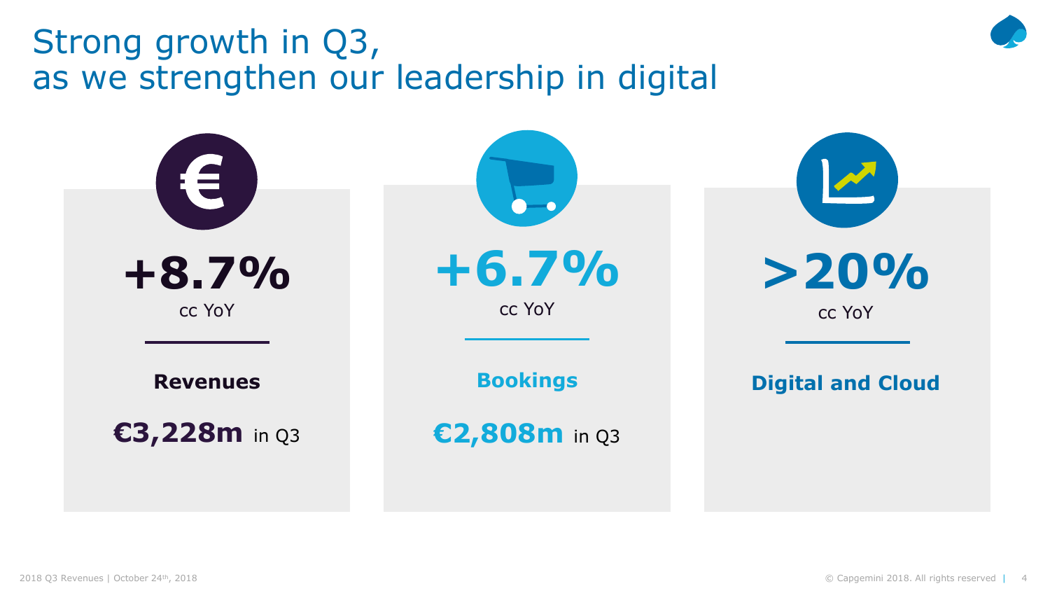# Strong growth in Q3, as we strengthen our leadership in digital

**+8.7%**
cc YoY

**Revenues**

**€3,228m** in Q3

**+6.7%**
cc YoY

**Bookings**

**€2,808m** in Q3

**>20%**
cc YoY

**Digital and Cloud**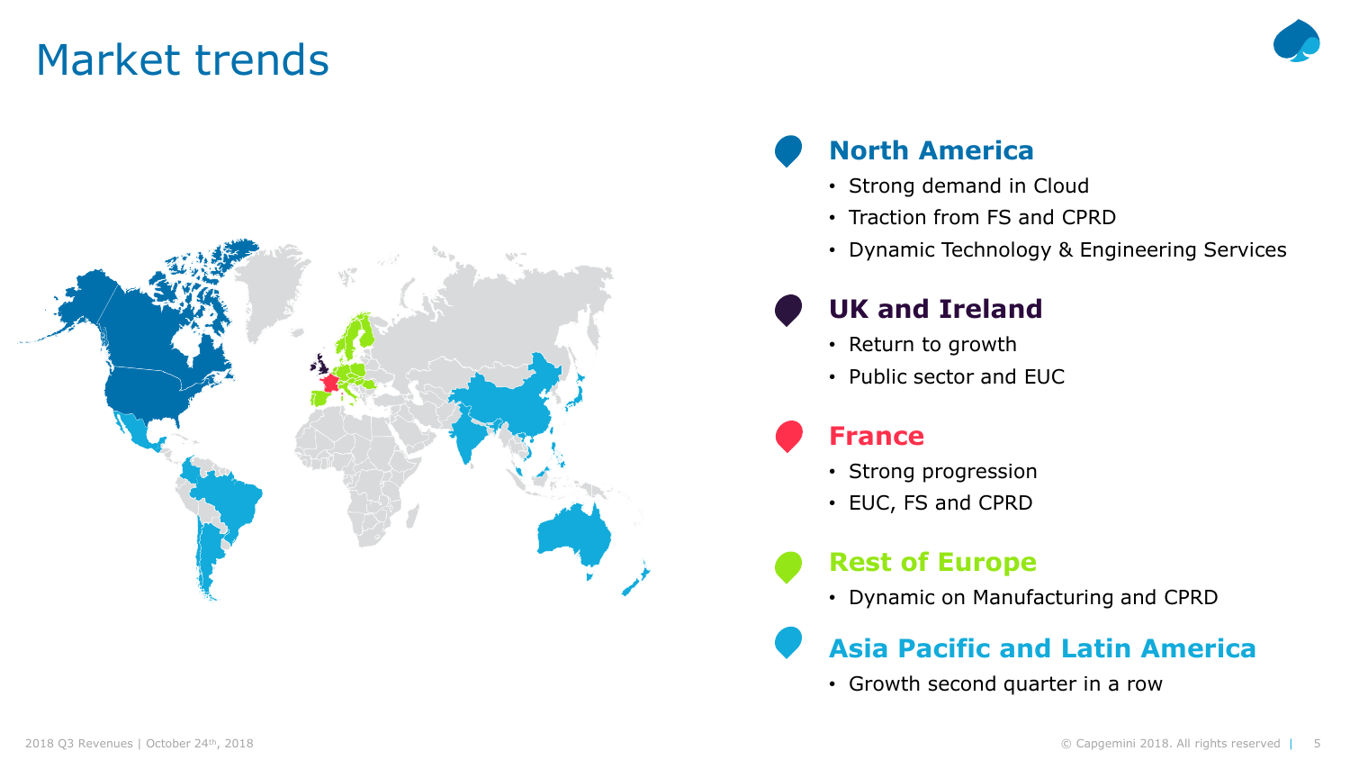# Market trends

## North America

- Strong demand in Cloud
- Traction from FS and CPRD
- Dynamic Technology & Engineering Services

## UK and Ireland

- Return to growth
- Public sector and EUC

## France

- Strong progression
- EUC, FS and CPRD

## Rest of Europe

- Dynamic on Manufacturing and CPRD

## Asia Pacific and Latin America

- Growth second quarter in a row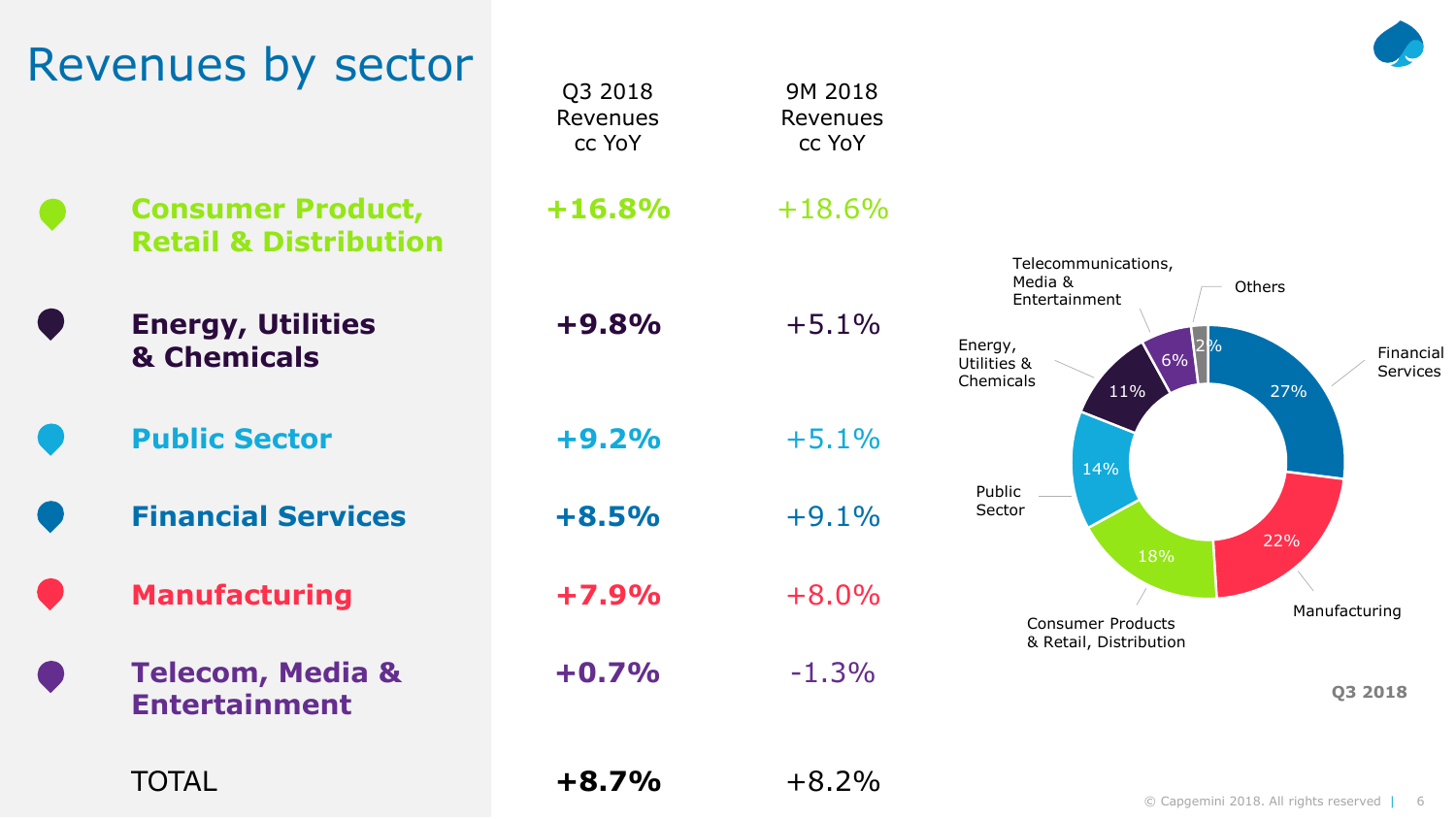# Revenues by sector

| | Q3 2018 Revenues cc YoY | 9M 2018 Revenues cc YoY |
|---|---|---|
| **Consumer Product, Retail & Distribution** | **+16.8%** | +18.6% |
| **Energy, Utilities & Chemicals** | **+9.8%** | +5.1% |
| **Public Sector** | **+9.2%** | +5.1% |
| **Financial Services** | **+8.5%** | +9.1% |
| **Manufacturing** | **+7.9%** | +8.0% |
| **Telecom, Media & Entertainment** | **+0.7%** | -1.3% |
| TOTAL | **+8.7%** | +8.2% |

**Q3 2018**

| Sector | Share |
|---|---|
| Financial Services | 27% |
| Manufacturing | 22% |
| Consumer Products & Retail, Distribution | 18% |
| Public Sector | 14% |
| Energy, Utilities & Chemicals | 11% |
| Telecommunications, Media & Entertainment | 6% |
| Others | 2% |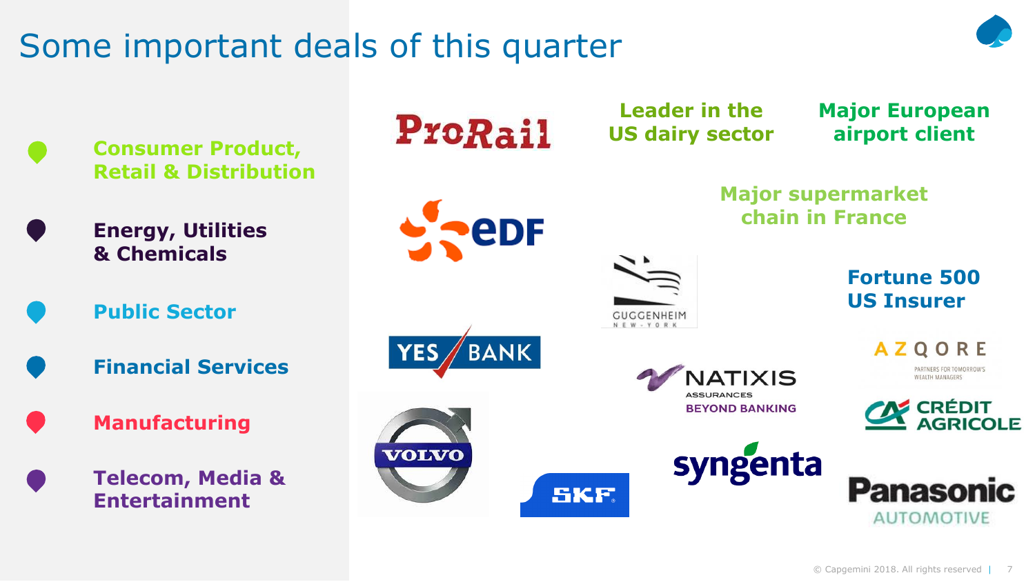# Some important deals of this quarter

- Consumer Product, Retail & Distribution
- Energy, Utilities & Chemicals
- Public Sector
- Financial Services
- Manufacturing
- Telecom, Media & Entertainment

ProRail

Leader in the US dairy sector

Major European airport client

EDF

Major supermarket chain in France

Guggenheim New York

Fortune 500 US Insurer

YES BANK

AZQORE — Partners for tomorrow's wealth managers

Natixis Assurances — Beyond Banking

Crédit Agricole

Volvo

SKF

Syngenta

Panasonic Automotive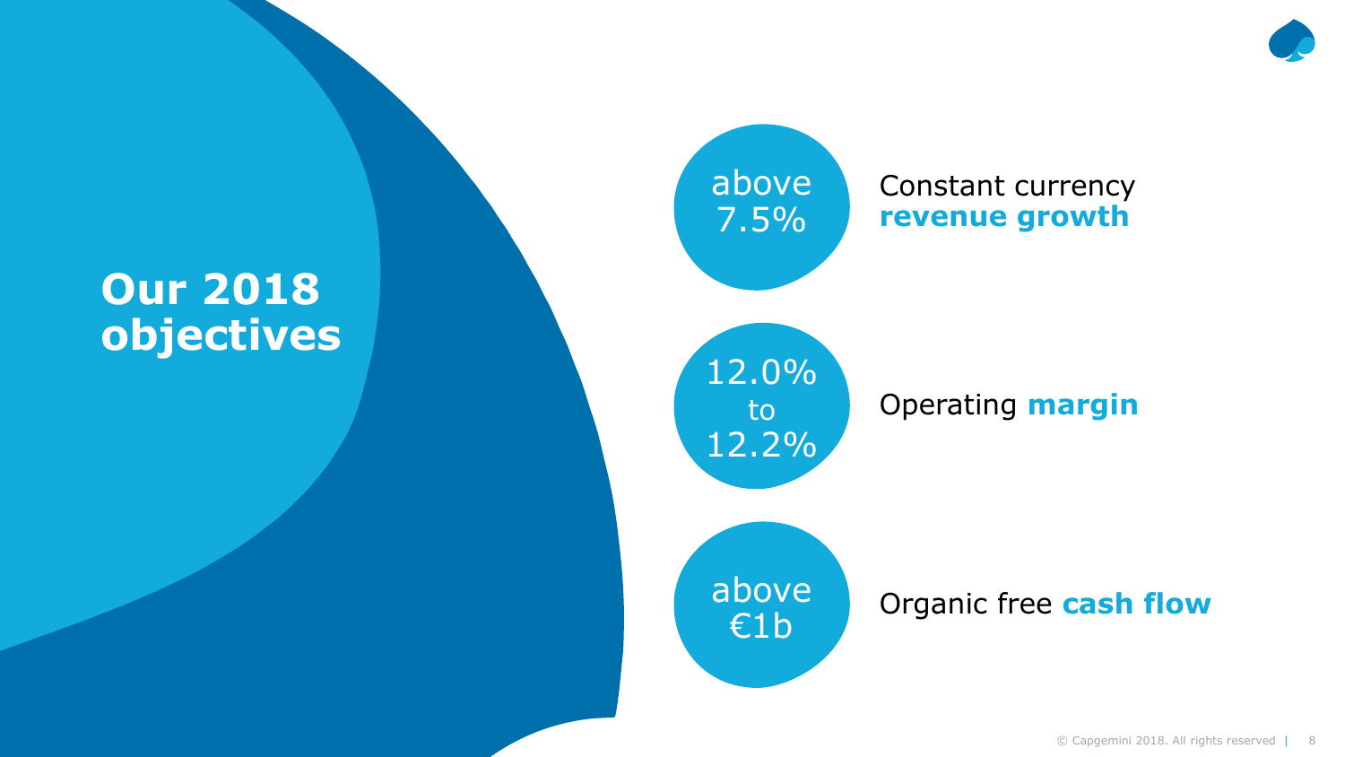# Our 2018 objectives

- **above 7.5%** — Constant currency **revenue growth**
- **12.0% to 12.2%** — Operating **margin**
- **above €1b** — Organic free **cash flow**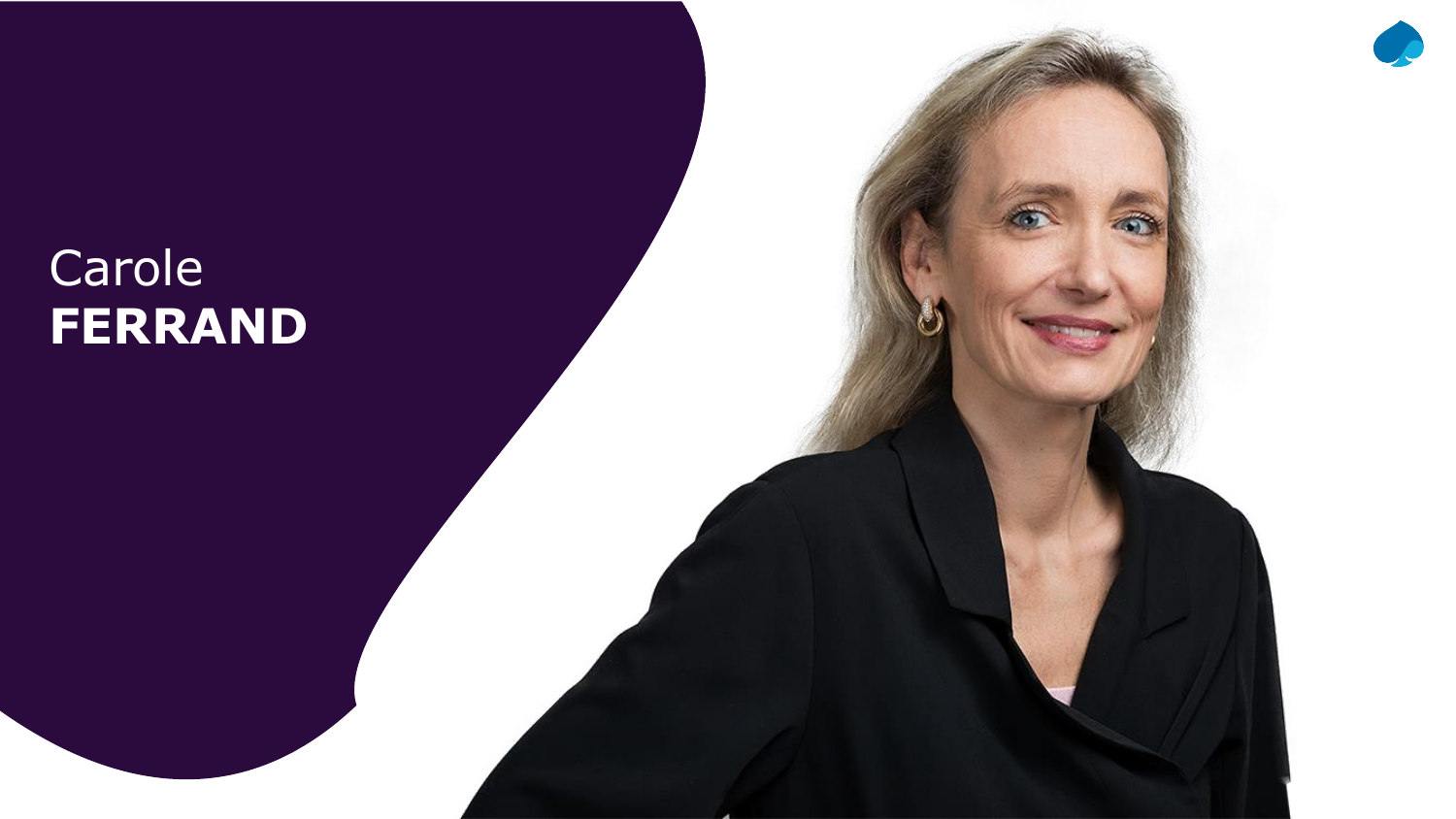Carole
**FERRAND**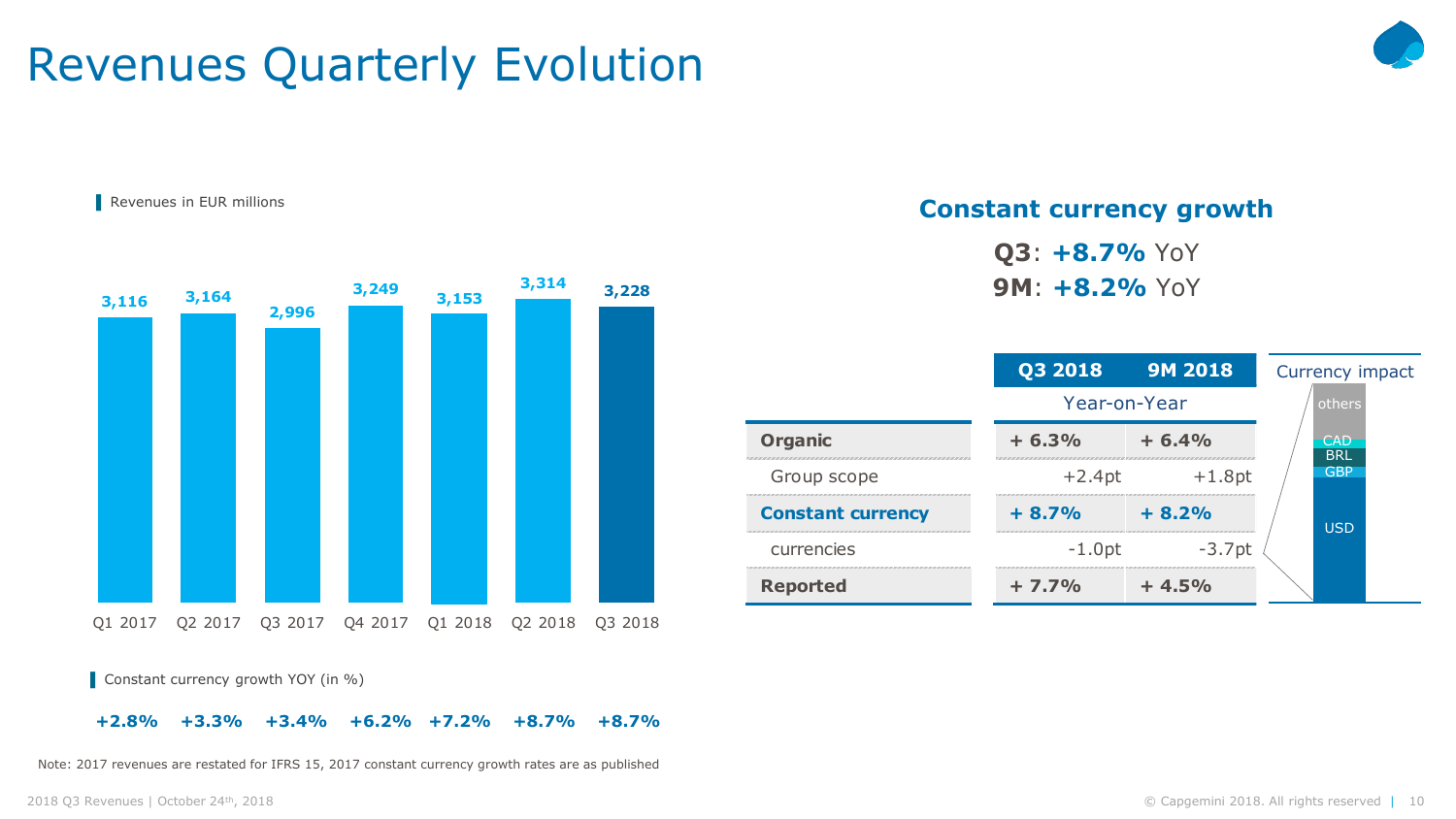# Revenues Quarterly Evolution

Revenues in EUR millions

| | Q1 2017 | Q2 2017 | Q3 2017 | Q4 2017 | Q1 2018 | Q2 2018 | Q3 2018 |
|---|---|---|---|---|---|---|---|
| Revenues | 3,116 | 3,164 | 2,996 | 3,249 | 3,153 | 3,314 | 3,228 |
| Constant currency growth YOY (in %) | +2.8% | +3.3% | +3.4% | +6.2% | +7.2% | +8.7% | +8.7% |

Note: 2017 revenues are restated for IFRS 15, 2017 constant currency growth rates are as published

## Constant currency growth

**Q3**: **+8.7%** YoY

**9M**: **+8.2%** YoY

| Year-on-Year | **Q3 2018** | **9M 2018** |
|---|---|---|
| **Organic** | **+ 6.3%** | **+ 6.4%** |
| Group scope | +2.4pt | +1.8pt |
| **Constant currency** | **+ 8.7%** | **+ 8.2%** |
| currencies | -1.0pt | -3.7pt |
| **Reported** | **+ 7.7%** | **+ 4.5%** |

Currency impact: others, CAD, BRL, GBP, USD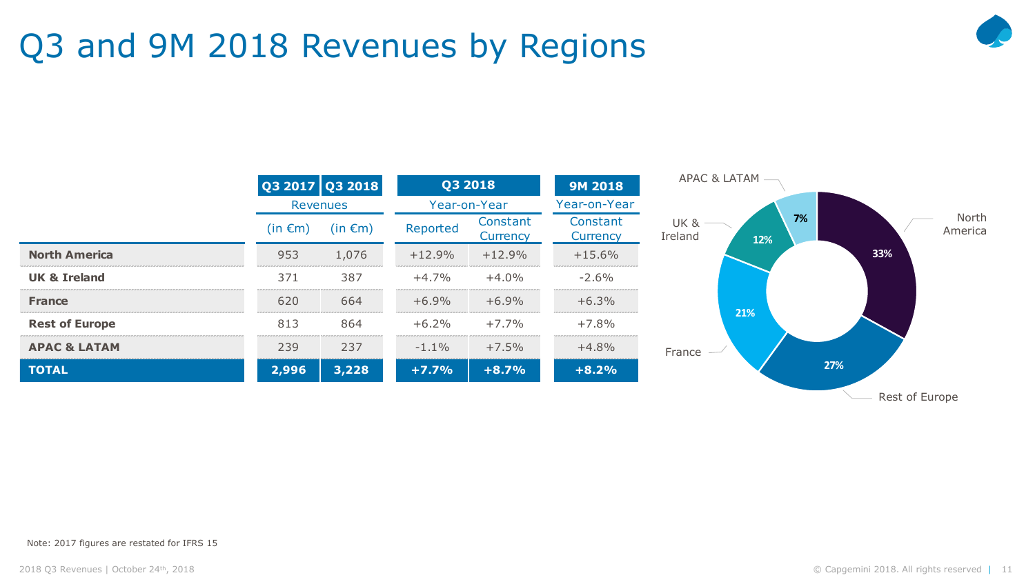# Q3 and 9M 2018 Revenues by Regions

| | Q3 2017 | Q3 2018 | Q3 2018 | | 9M 2018 |
|---|---|---|---|---|---|
| | Revenues | | Year-on-Year | | Year-on-Year |
| | (in €m) | (in €m) | Reported | Constant Currency | Constant Currency |
| **North America** | 953 | 1,076 | +12.9% | +12.9% | +15.6% |
| **UK & Ireland** | 371 | 387 | +4.7% | +4.0% | -2.6% |
| **France** | 620 | 664 | +6.9% | +6.9% | +6.3% |
| **Rest of Europe** | 813 | 864 | +6.2% | +7.7% | +7.8% |
| **APAC & LATAM** | 239 | 237 | -1.1% | +7.5% | +4.8% |
| **TOTAL** | **2,996** | **3,228** | **+7.7%** | **+8.7%** | **+8.2%** |

- North America: 33%
- Rest of Europe: 27%
- France: 21%
- UK & Ireland: 12%
- APAC & LATAM: 7%

Note: 2017 figures are restated for IFRS 15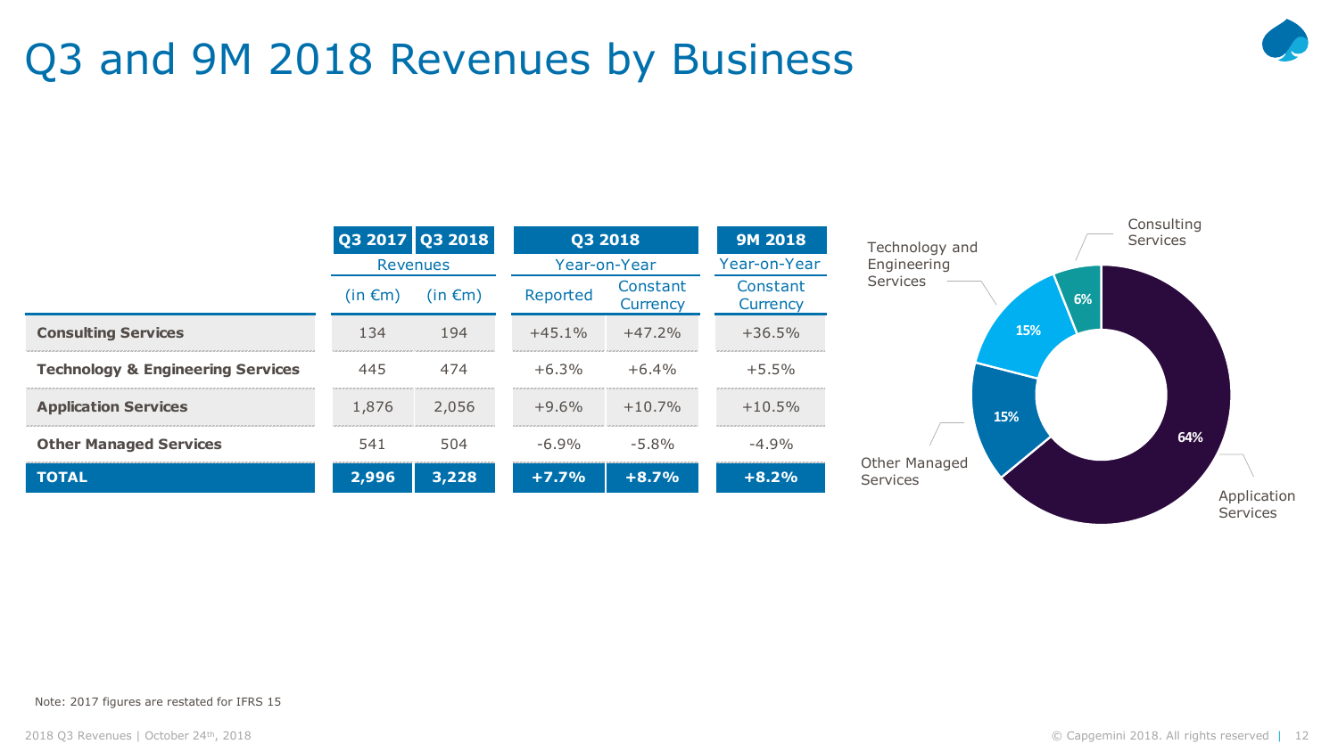# Q3 and 9M 2018 Revenues by Business

| | Q3 2017 | Q3 2018 | Q3 2018 | | 9M 2018 |
|---|---|---|---|---|---|
| | Revenues | | Year-on-Year | | Year-on-Year |
| | (in €m) | (in €m) | Reported | Constant Currency | Constant Currency |
| **Consulting Services** | 134 | 194 | +45.1% | +47.2% | +36.5% |
| **Technology & Engineering Services** | 445 | 474 | +6.3% | +6.4% | +5.5% |
| **Application Services** | 1,876 | 2,056 | +9.6% | +10.7% | +10.5% |
| **Other Managed Services** | 541 | 504 | -6.9% | -5.8% | -4.9% |
| **TOTAL** | **2,996** | **3,228** | **+7.7%** | **+8.7%** | **+8.2%** |

- Consulting Services: 6%
- Technology and Engineering Services: 15%
- Other Managed Services: 15%
- Application Services: 64%

Note: 2017 figures are restated for IFRS 15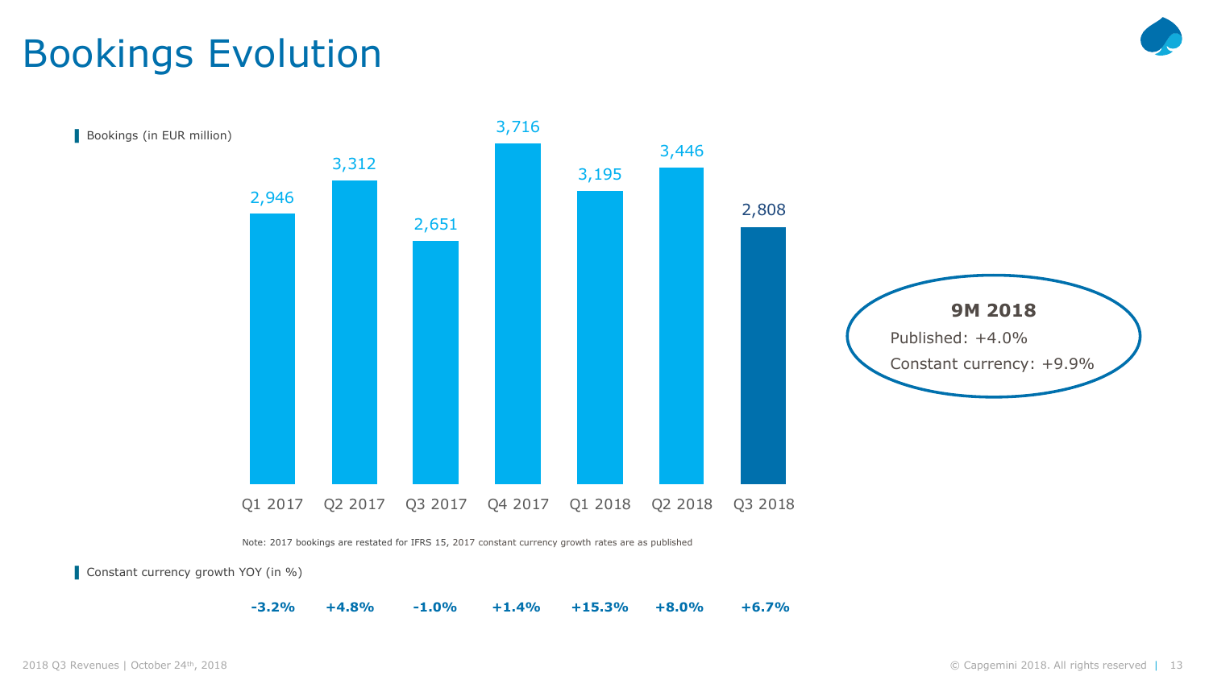# Bookings Evolution

**Bookings (in EUR million)**

| | Q1 2017 | Q2 2017 | Q3 2017 | Q4 2017 | Q1 2018 | Q2 2018 | Q3 2018 |
|---|---|---|---|---|---|---|---|
| Bookings (in EUR million) | 2,946 | 3,312 | 2,651 | 3,716 | 3,195 | 3,446 | 2,808 |
| Constant currency growth YOY (in %) | **-3.2%** | **+4.8%** | **-1.0%** | **+1.4%** | **+15.3%** | **+8.0%** | **+6.7%** |

**9M 2018**

Published: +4.0%

Constant currency: +9.9%

Note: 2017 bookings are restated for IFRS 15, 2017 constant currency growth rates are as published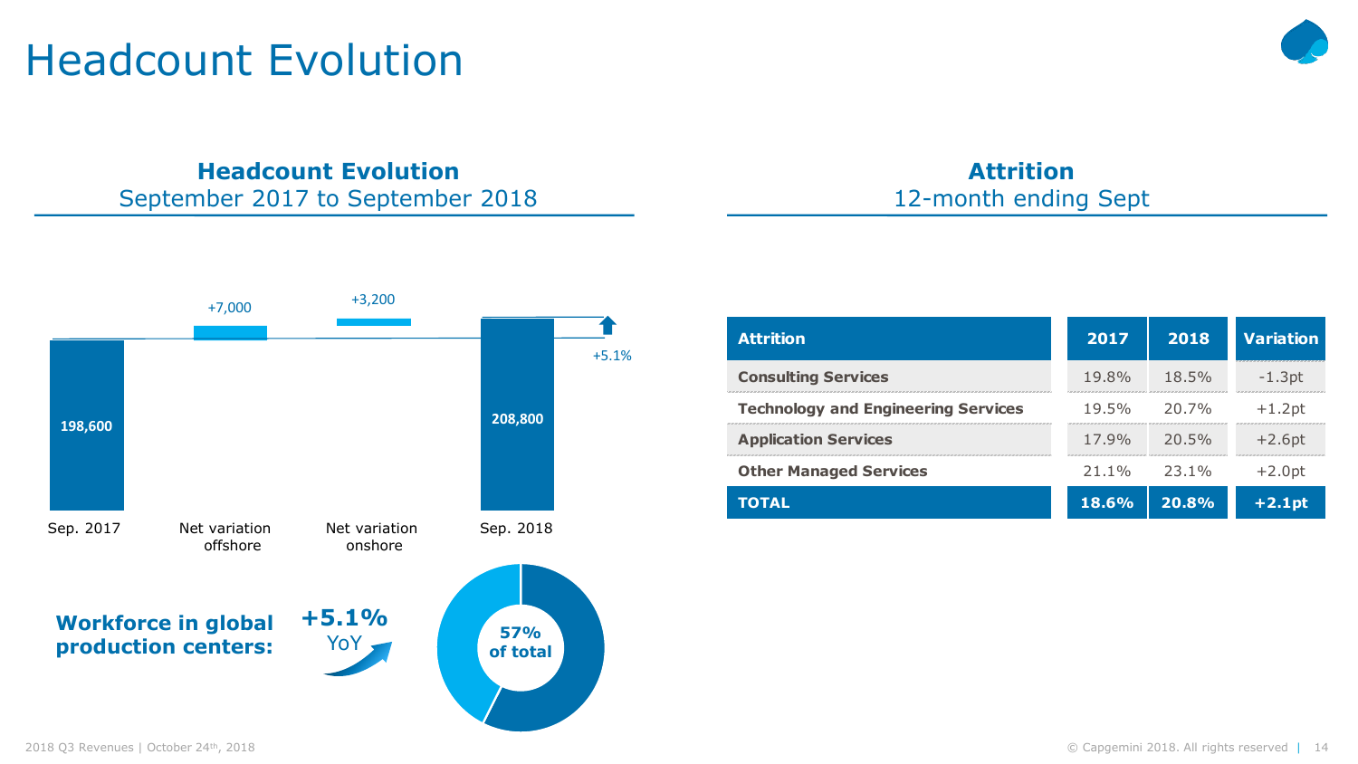# Headcount Evolution

## Headcount Evolution
September 2017 to September 2018

| Sep. 2017 | Net variation offshore | Net variation onshore | Sep. 2018 |
|---|---|---|---|
| 198,600 | +7,000 | +3,200 | 208,800 |

+5.1%

**Workforce in global production centers:** **+5.1%** YoY

**57% of total**

## Attrition
12-month ending Sept

| Attrition | 2017 | 2018 | Variation |
|---|---|---|---|
| **Consulting Services** | 19.8% | 18.5% | -1.3pt |
| **Technology and Engineering Services** | 19.5% | 20.7% | +1.2pt |
| **Application Services** | 17.9% | 20.5% | +2.6pt |
| **Other Managed Services** | 21.1% | 23.1% | +2.0pt |
| **TOTAL** | **18.6%** | **20.8%** | **+2.1pt** |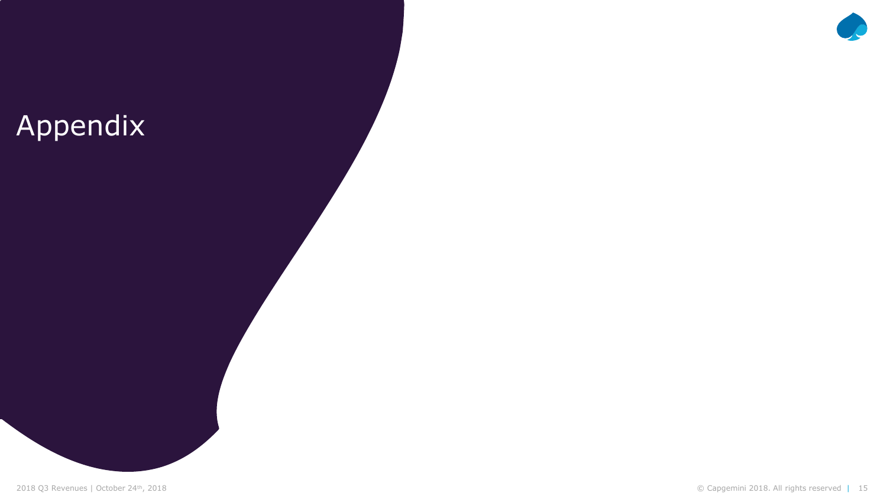# Appendix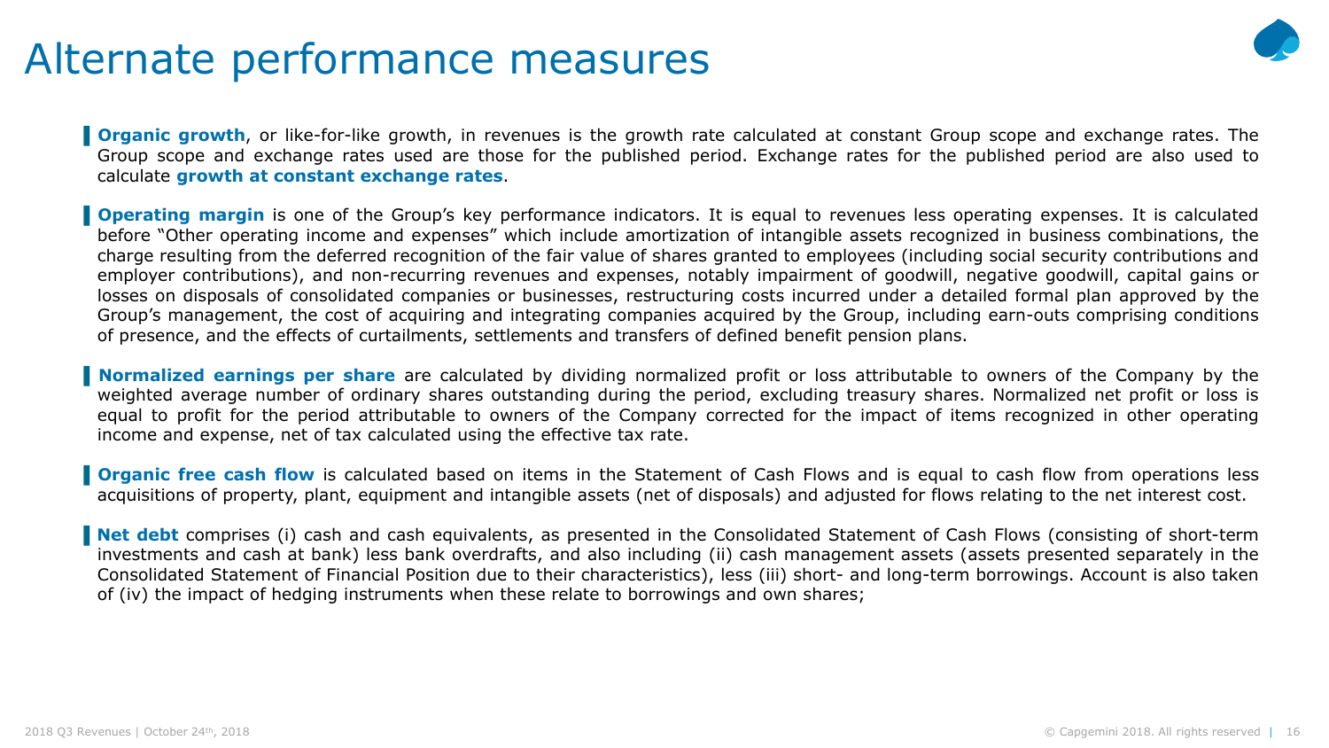# Alternate performance measures

- **Organic growth**, or like-for-like growth, in revenues is the growth rate calculated at constant Group scope and exchange rates. The Group scope and exchange rates used are those for the published period. Exchange rates for the published period are also used to calculate **growth at constant exchange rates**.

- **Operating margin** is one of the Group's key performance indicators. It is equal to revenues less operating expenses. It is calculated before "Other operating income and expenses" which include amortization of intangible assets recognized in business combinations, the charge resulting from the deferred recognition of the fair value of shares granted to employees (including social security contributions and employer contributions), and non-recurring revenues and expenses, notably impairment of goodwill, negative goodwill, capital gains or losses on disposals of consolidated companies or businesses, restructuring costs incurred under a detailed formal plan approved by the Group's management, the cost of acquiring and integrating companies acquired by the Group, including earn-outs comprising conditions of presence, and the effects of curtailments, settlements and transfers of defined benefit pension plans.

- **Normalized earnings per share** are calculated by dividing normalized profit or loss attributable to owners of the Company by the weighted average number of ordinary shares outstanding during the period, excluding treasury shares. Normalized net profit or loss is equal to profit for the period attributable to owners of the Company corrected for the impact of items recognized in other operating income and expense, net of tax calculated using the effective tax rate.

- **Organic free cash flow** is calculated based on items in the Statement of Cash Flows and is equal to cash flow from operations less acquisitions of property, plant, equipment and intangible assets (net of disposals) and adjusted for flows relating to the net interest cost.

- **Net debt** comprises (i) cash and cash equivalents, as presented in the Consolidated Statement of Cash Flows (consisting of short-term investments and cash at bank) less bank overdrafts, and also including (ii) cash management assets (assets presented separately in the Consolidated Statement of Financial Position due to their characteristics), less (iii) short- and long-term borrowings. Account is also taken of (iv) the impact of hedging instruments when these relate to borrowings and own shares;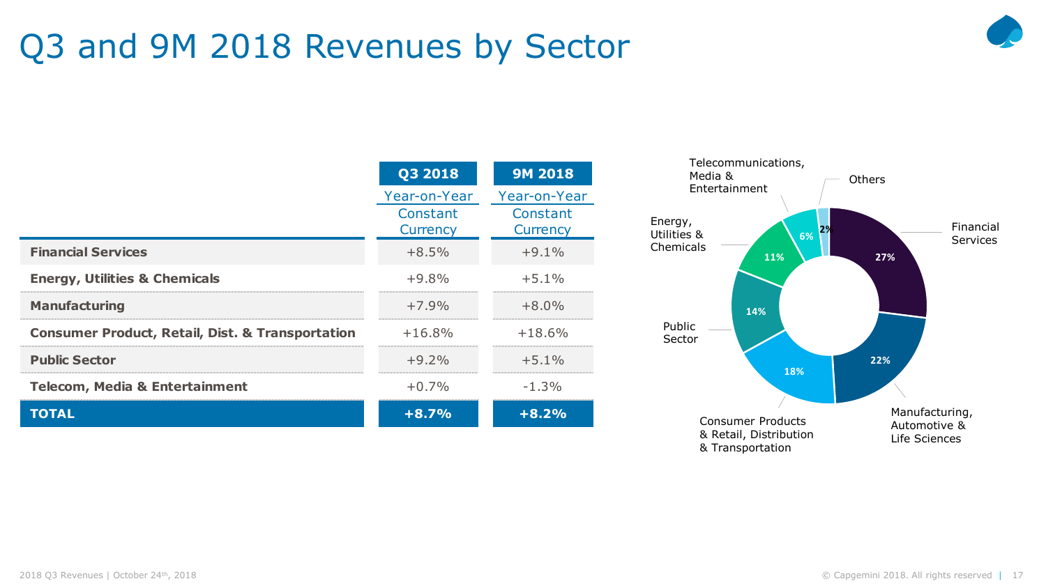# Q3 and 9M 2018 Revenues by Sector

| | Q3 2018 Year-on-Year Constant Currency | 9M 2018 Year-on-Year Constant Currency |
|---|---|---|
| **Financial Services** | +8.5% | +9.1% |
| **Energy, Utilities & Chemicals** | +9.8% | +5.1% |
| **Manufacturing** | +7.9% | +8.0% |
| **Consumer Product, Retail, Dist. & Transportation** | +16.8% | +18.6% |
| **Public Sector** | +9.2% | +5.1% |
| **Telecom, Media & Entertainment** | +0.7% | -1.3% |
| **TOTAL** | **+8.7%** | **+8.2%** |

| Sector | Share |
|---|---|
| Financial Services | 27% |
| Manufacturing, Automotive & Life Sciences | 22% |
| Consumer Products & Retail, Distribution & Transportation | 18% |
| Public Sector | 14% |
| Energy, Utilities & Chemicals | 11% |
| Telecommunications, Media & Entertainment | 6% |
| Others | 2% |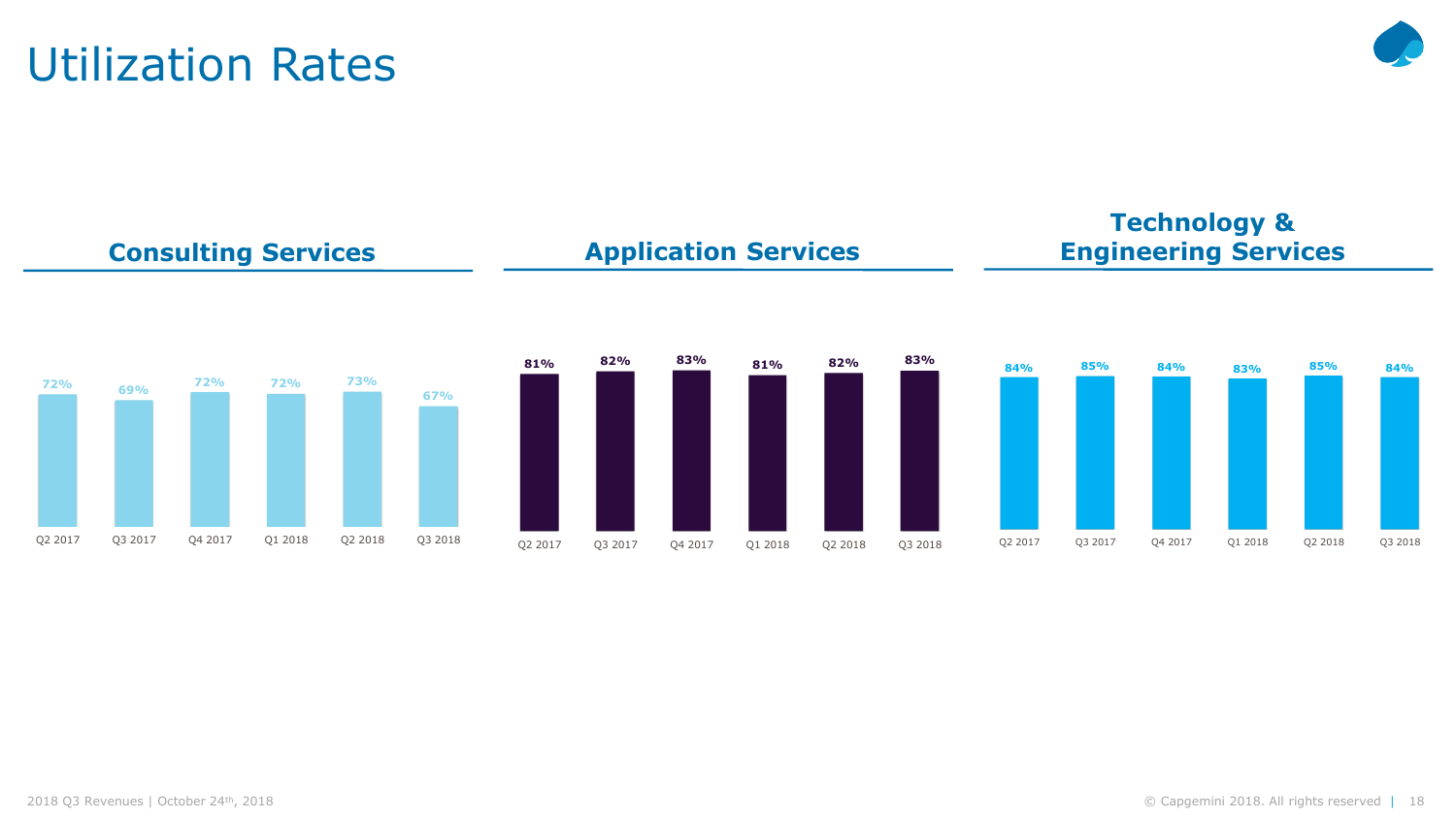# Utilization Rates

## Consulting Services

| Q2 2017 | Q3 2017 | Q4 2017 | Q1 2018 | Q2 2018 | Q3 2018 |
|---|---|---|---|---|---|
| 72% | 69% | 72% | 72% | 73% | 67% |

## Application Services

| Q2 2017 | Q3 2017 | Q4 2017 | Q1 2018 | Q2 2018 | Q3 2018 |
|---|---|---|---|---|---|
| 81% | 82% | 83% | 81% | 82% | 83% |

## Technology & Engineering Services

| Q2 2017 | Q3 2017 | Q4 2017 | Q1 2018 | Q2 2018 | Q3 2018 |
|---|---|---|---|---|---|
| 84% | 85% | 84% | 83% | 85% | 84% |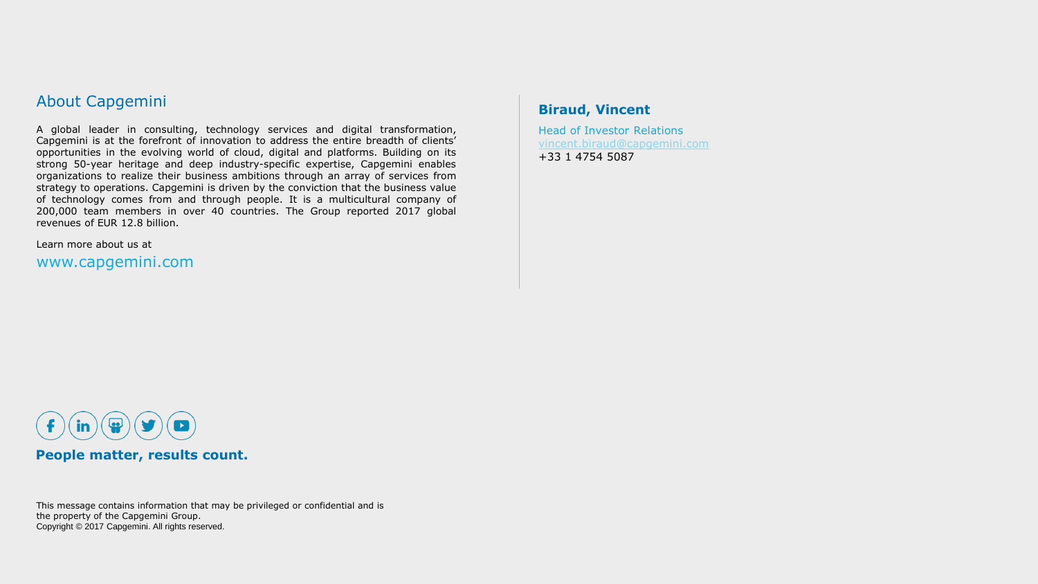## About Capgemini

A global leader in consulting, technology services and digital transformation, Capgemini is at the forefront of innovation to address the entire breadth of clients' opportunities in the evolving world of cloud, digital and platforms. Building on its strong 50-year heritage and deep industry-specific expertise, Capgemini enables organizations to realize their business ambitions through an array of services from strategy to operations. Capgemini is driven by the conviction that the business value of technology comes from and through people. It is a multicultural company of 200,000 team members in over 40 countries. The Group reported 2017 global revenues of EUR 12.8 billion.

Learn more about us at

www.capgemini.com

**Biraud, Vincent**

Head of Investor Relations
vincent.biraud@capgemini.com
+33 1 4754 5087

**People matter, results count.**

This message contains information that may be privileged or confidential and is the property of the Capgemini Group.
Copyright © 2017 Capgemini. All rights reserved.